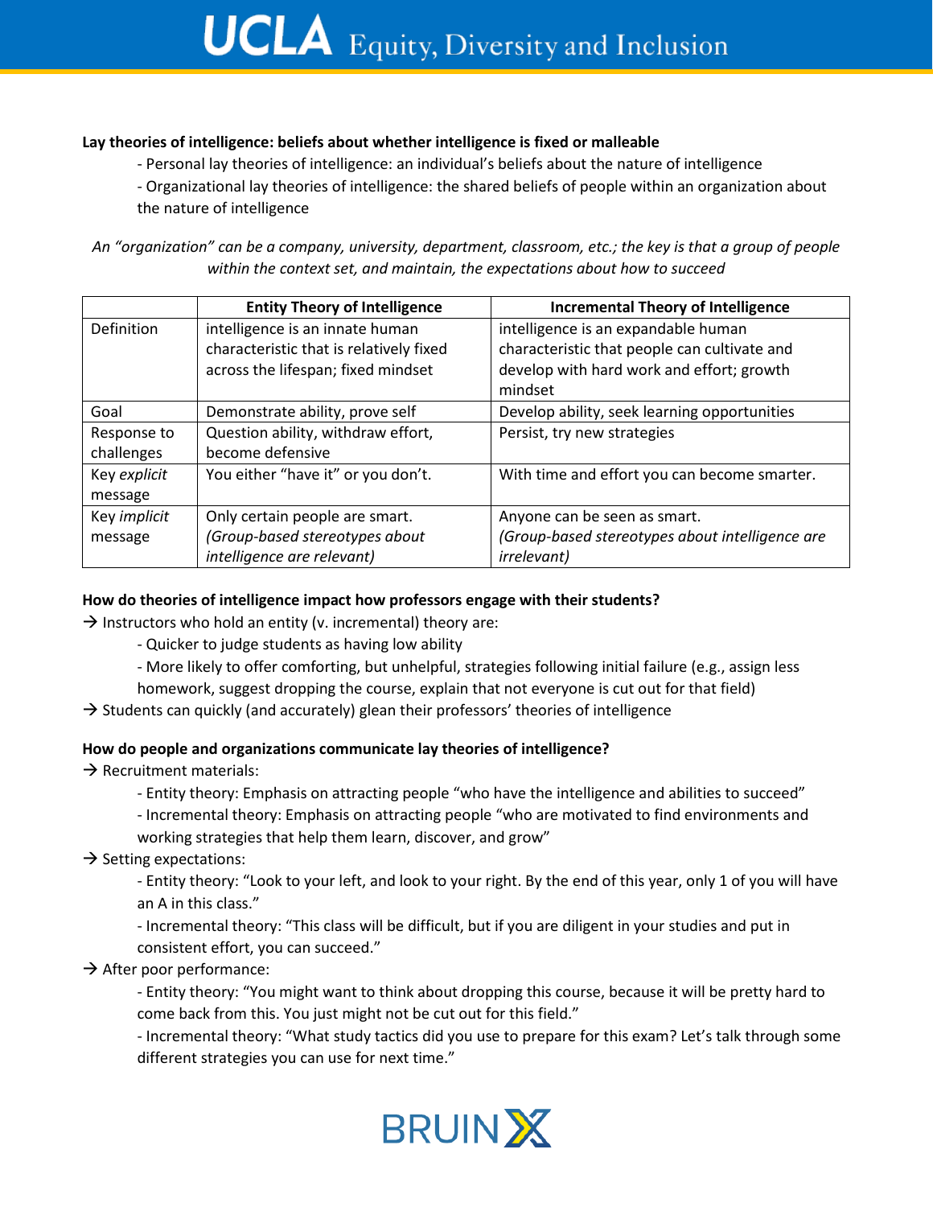**Lay theories of intelligence: beliefs about whether intelligence is fixed or malleable**

- Personal lay theories of intelligence: an individual's beliefs about the nature of intelligence
- Organizational lay theories of intelligence: the shared beliefs of people within an organization about the nature of intelligence

*An "organization" can be a company, university, department, classroom, etc.; the key is that a group of people within the context set, and maintain, the expectations about how to succeed*

| | **Entity Theory of Intelligence** | **Incremental Theory of Intelligence** |
|---|---|---|
| Definition | intelligence is an innate human characteristic that is relatively fixed across the lifespan; fixed mindset | intelligence is an expandable human characteristic that people can cultivate and develop with hard work and effort; growth mindset |
| Goal | Demonstrate ability, prove self | Develop ability, seek learning opportunities |
| Response to challenges | Question ability, withdraw effort, become defensive | Persist, try new strategies |
| Key *explicit* message | You either "have it" or you don't. | With time and effort you can become smarter. |
| Key *implicit* message | Only certain people are smart. *(Group-based stereotypes about intelligence are relevant)* | Anyone can be seen as smart. *(Group-based stereotypes about intelligence are irrelevant)* |

**How do theories of intelligence impact how professors engage with their students?**

→ Instructors who hold an entity (v. incremental) theory are:

- Quicker to judge students as having low ability
- More likely to offer comforting, but unhelpful, strategies following initial failure (e.g., assign less homework, suggest dropping the course, explain that not everyone is cut out for that field)

→ Students can quickly (and accurately) glean their professors' theories of intelligence

**How do people and organizations communicate lay theories of intelligence?**

→ Recruitment materials:

- Entity theory: Emphasis on attracting people "who have the intelligence and abilities to succeed"
- Incremental theory: Emphasis on attracting people "who are motivated to find environments and working strategies that help them learn, discover, and grow"

→ Setting expectations:

- Entity theory: "Look to your left, and look to your right. By the end of this year, only 1 of you will have an A in this class."
- Incremental theory: "This class will be difficult, but if you are diligent in your studies and put in consistent effort, you can succeed."

→ After poor performance:

- Entity theory: "You might want to think about dropping this course, because it will be pretty hard to come back from this. You just might not be cut out for this field."
- Incremental theory: "What study tactics did you use to prepare for this exam? Let's talk through some different strategies you can use for next time."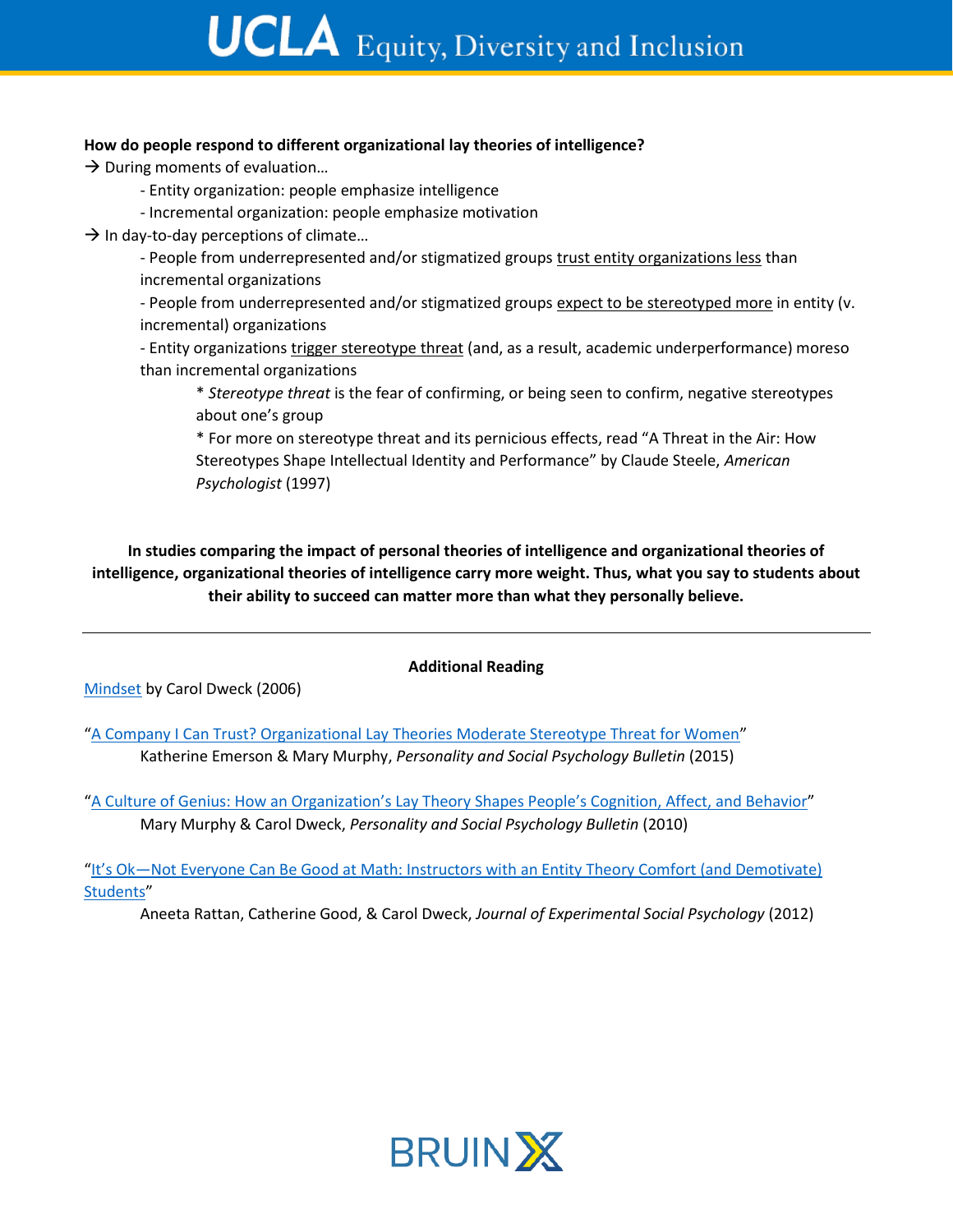**How do people respond to different organizational lay theories of intelligence?**

→ During moments of evaluation…

- Entity organization: people emphasize intelligence
- Incremental organization: people emphasize motivation

→ In day-to-day perceptions of climate…

- People from underrepresented and/or stigmatized groups trust entity organizations less than incremental organizations
- People from underrepresented and/or stigmatized groups expect to be stereotyped more in entity (v. incremental) organizations
- Entity organizations trigger stereotype threat (and, as a result, academic underperformance) moreso than incremental organizations
    - *Stereotype threat* is the fear of confirming, or being seen to confirm, negative stereotypes about one's group
    - For more on stereotype threat and its pernicious effects, read "A Threat in the Air: How Stereotypes Shape Intellectual Identity and Performance" by Claude Steele, *American Psychologist* (1997)

**In studies comparing the impact of personal theories of intelligence and organizational theories of intelligence, organizational theories of intelligence carry more weight. Thus, what you say to students about their ability to succeed can matter more than what they personally believe.**

---

**Additional Reading**

Mindset by Carol Dweck (2006)

"A Company I Can Trust? Organizational Lay Theories Moderate Stereotype Threat for Women"
Katherine Emerson & Mary Murphy, *Personality and Social Psychology Bulletin* (2015)

"A Culture of Genius: How an Organization's Lay Theory Shapes People's Cognition, Affect, and Behavior"
Mary Murphy & Carol Dweck, *Personality and Social Psychology Bulletin* (2010)

"It's Ok—Not Everyone Can Be Good at Math: Instructors with an Entity Theory Comfort (and Demotivate) Students"
Aneeta Rattan, Catherine Good, & Carol Dweck, *Journal of Experimental Social Psychology* (2012)